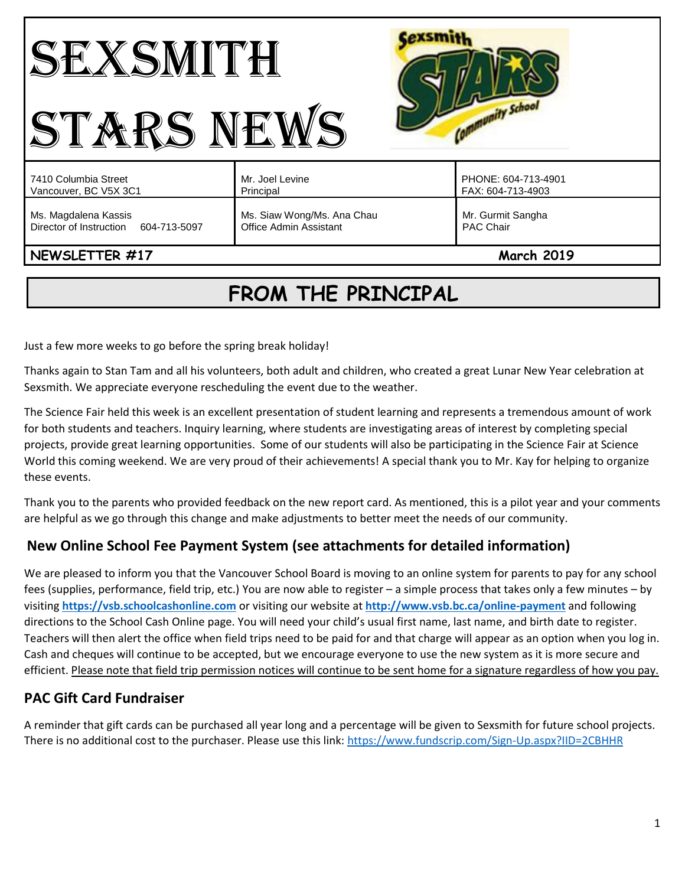# SEXSMITH STARS NEWS

| | | |
|---|---|---|
| 7410 Columbia Street<br>Vancouver, BC V5X 3C1 | Mr. Joel Levine<br>Principal | PHONE: 604-713-4901<br>FAX: 604-713-4903 |
| Ms. Magdalena Kassis<br>Director of Instruction 604-713-5097 | Ms. Siaw Wong/Ms. Ana Chau<br>Office Admin Assistant | Mr. Gurmit Sangha<br>PAC Chair |

**NEWSLETTER #17** **March 2019**

## FROM THE PRINCIPAL

Just a few more weeks to go before the spring break holiday!

Thanks again to Stan Tam and all his volunteers, both adult and children, who created a great Lunar New Year celebration at Sexsmith. We appreciate everyone rescheduling the event due to the weather.

The Science Fair held this week is an excellent presentation of student learning and represents a tremendous amount of work for both students and teachers. Inquiry learning, where students are investigating areas of interest by completing special projects, provide great learning opportunities. Some of our students will also be participating in the Science Fair at Science World this coming weekend. We are very proud of their achievements! A special thank you to Mr. Kay for helping to organize these events.

Thank you to the parents who provided feedback on the new report card. As mentioned, this is a pilot year and your comments are helpful as we go through this change and make adjustments to better meet the needs of our community.

### New Online School Fee Payment System (see attachments for detailed information)

We are pleased to inform you that the Vancouver School Board is moving to an online system for parents to pay for any school fees (supplies, performance, field trip, etc.) You are now able to register – a simple process that takes only a few minutes – by visiting **https://vsb.schoolcashonline.com** or visiting our website at **http://www.vsb.bc.ca/online-payment** and following directions to the School Cash Online page. You will need your child's usual first name, last name, and birth date to register. Teachers will then alert the office when field trips need to be paid for and that charge will appear as an option when you log in. Cash and cheques will continue to be accepted, but we encourage everyone to use the new system as it is more secure and efficient. Please note that field trip permission notices will continue to be sent home for a signature regardless of how you pay.

### PAC Gift Card Fundraiser

A reminder that gift cards can be purchased all year long and a percentage will be given to Sexsmith for future school projects. There is no additional cost to the purchaser. Please use this link: https://www.fundscrip.com/Sign-Up.aspx?IID=2CBHHR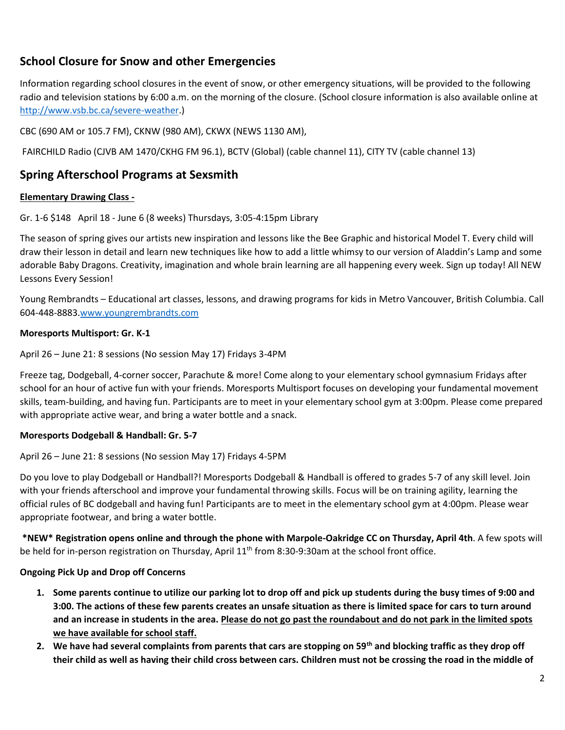## School Closure for Snow and other Emergencies

Information regarding school closures in the event of snow, or other emergency situations, will be provided to the following radio and television stations by 6:00 a.m. on the morning of the closure. (School closure information is also available online at http://www.vsb.bc.ca/severe-weather.)

CBC (690 AM or 105.7 FM), CKNW (980 AM), CKWX (NEWS 1130 AM),

FAIRCHILD Radio (CJVB AM 1470/CKHG FM 96.1), BCTV (Global) (cable channel 11), CITY TV (cable channel 13)

## Spring Afterschool Programs at Sexsmith

**Elementary Drawing Class -**

Gr. 1-6 $148 April 18 - June 6 (8 weeks) Thursdays, 3:05-4:15pm Library

The season of spring gives our artists new inspiration and lessons like the Bee Graphic and historical Model T. Every child will draw their lesson in detail and learn new techniques like how to add a little whimsy to our version of Aladdin's Lamp and some adorable Baby Dragons. Creativity, imagination and whole brain learning are all happening every week. Sign up today! All NEW Lessons Every Session!

Young Rembrandts – Educational art classes, lessons, and drawing programs for kids in Metro Vancouver, British Columbia. Call 604-448-8883.www.youngrembrandts.com

**Moresports Multisport: Gr. K-1**

April 26 – June 21: 8 sessions (No session May 17) Fridays 3-4PM

Freeze tag, Dodgeball, 4-corner soccer, Parachute & more! Come along to your elementary school gymnasium Fridays after school for an hour of active fun with your friends. Moresports Multisport focuses on developing your fundamental movement skills, team-building, and having fun. Participants are to meet in your elementary school gym at 3:00pm. Please come prepared with appropriate active wear, and bring a water bottle and a snack.

**Moresports Dodgeball & Handball: Gr. 5-7**

April 26 – June 21: 8 sessions (No session May 17) Fridays 4-5PM

Do you love to play Dodgeball or Handball?! Moresports Dodgeball & Handball is offered to grades 5-7 of any skill level. Join with your friends afterschool and improve your fundamental throwing skills. Focus will be on training agility, learning the official rules of BC dodgeball and having fun! Participants are to meet in the elementary school gym at 4:00pm. Please wear appropriate footwear, and bring a water bottle.

**\*NEW\* Registration opens online and through the phone with Marpole-Oakridge CC on Thursday, April 4th**. A few spots will be held for in-person registration on Thursday, April 11th from 8:30-9:30am at the school front office.

**Ongoing Pick Up and Drop off Concerns**

1. **Some parents continue to utilize our parking lot to drop off and pick up students during the busy times of 9:00 and 3:00. The actions of these few parents creates an unsafe situation as there is limited space for cars to turn around and an increase in students in the area. Please do not go past the roundabout and do not park in the limited spots we have available for school staff.**
2. **We have had several complaints from parents that cars are stopping on 59th and blocking traffic as they drop off their child as well as having their child cross between cars. Children must not be crossing the road in the middle of**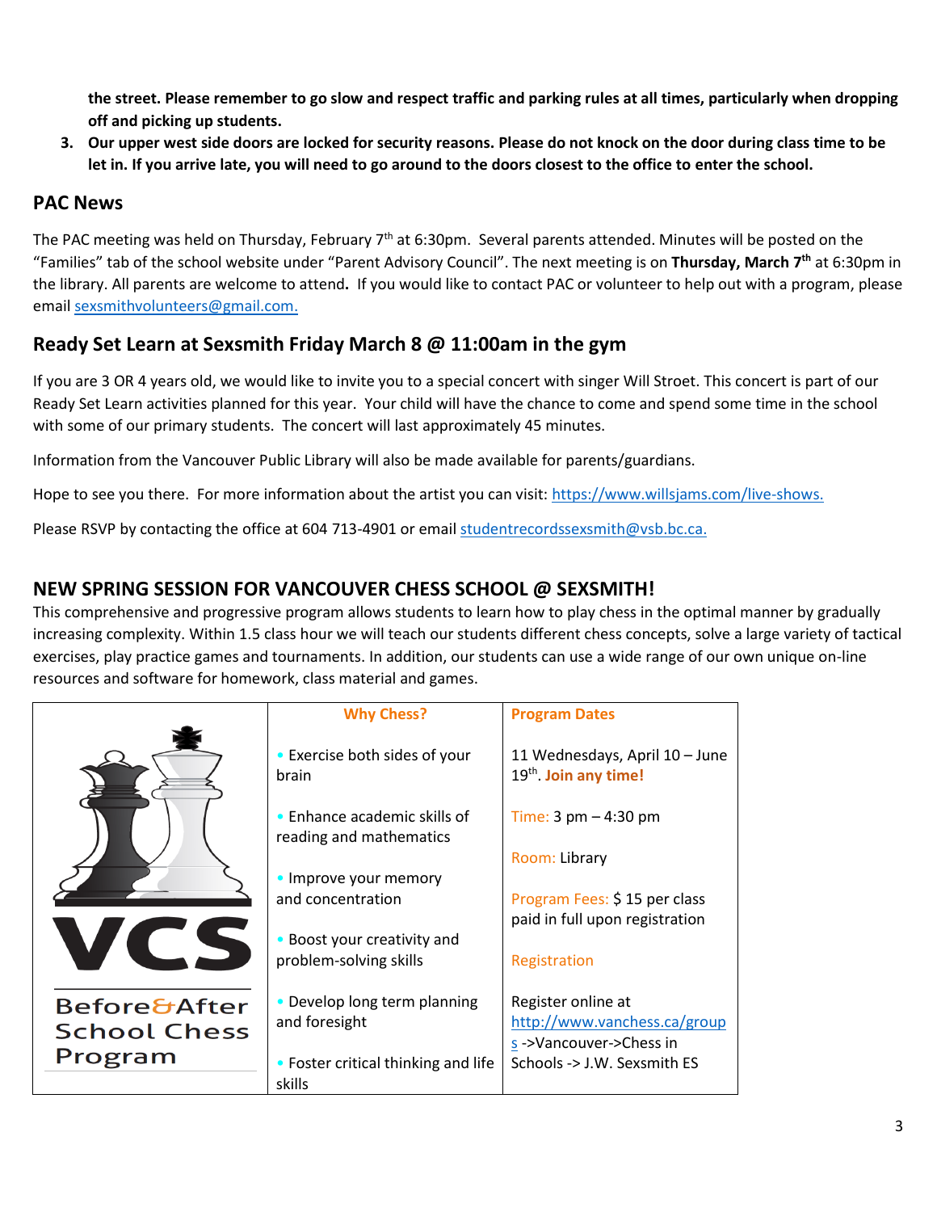the street. Please remember to go slow and respect traffic and parking rules at all times, particularly when dropping off and picking up students.**

3. **Our upper west side doors are locked for security reasons. Please do not knock on the door during class time to be let in. If you arrive late, you will need to go around to the doors closest to the office to enter the school.**

## PAC News

The PAC meeting was held on Thursday, February 7th at 6:30pm. Several parents attended. Minutes will be posted on the "Families" tab of the school website under "Parent Advisory Council". The next meeting is on **Thursday, March 7th** at 6:30pm in the library. All parents are welcome to attend**.** If you would like to contact PAC or volunteer to help out with a program, please email sexsmithvolunteers@gmail.com.

## Ready Set Learn at Sexsmith Friday March 8 @ 11:00am in the gym

If you are 3 OR 4 years old, we would like to invite you to a special concert with singer Will Stroet. This concert is part of our Ready Set Learn activities planned for this year. Your child will have the chance to come and spend some time in the school with some of our primary students. The concert will last approximately 45 minutes.

Information from the Vancouver Public Library will also be made available for parents/guardians.

Hope to see you there. For more information about the artist you can visit: https://www.willsjams.com/live-shows.

Please RSVP by contacting the office at 604 713-4901 or email studentrecordssexsmith@vsb.bc.ca.

## NEW SPRING SESSION FOR VANCOUVER CHESS SCHOOL @ SEXSMITH!

This comprehensive and progressive program allows students to learn how to play chess in the optimal manner by gradually increasing complexity. Within 1.5 class hour we will teach our students different chess concepts, solve a large variety of tactical exercises, play practice games and tournaments. In addition, our students can use a wide range of our own unique on-line resources and software for homework, class material and games.

| VCS Before&After School Chess Program | Why Chess? | Program Dates |
|---|---|---|
| | • Exercise both sides of your brain<br>• Enhance academic skills of reading and mathematics<br>• Improve your memory and concentration<br>• Boost your creativity and problem-solving skills<br>• Develop long term planning and foresight<br>• Foster critical thinking and life skills | 11 Wednesdays, April 10 – June 19th. **Join any time!**<br>Time: 3 pm – 4:30 pm<br>Room: Library<br>Program Fees: $ 15 per class paid in full upon registration<br>Registration<br>Register online at http://www.vanchess.ca/groups ->Vancouver->Chess in Schools -> J.W. Sexsmith ES |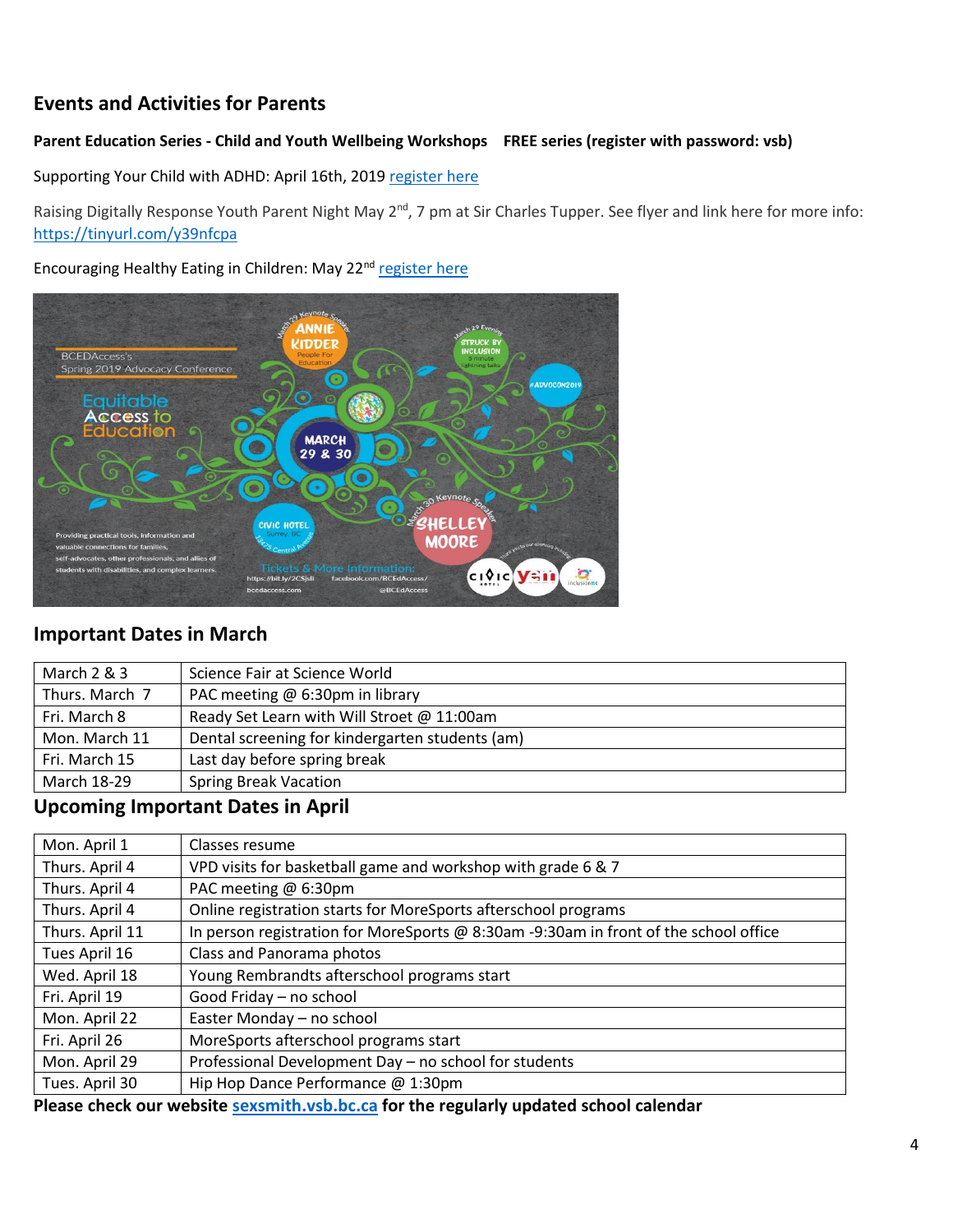## Events and Activities for Parents

**Parent Education Series - Child and Youth Wellbeing Workshops    FREE series (register with password: vsb)**

Supporting Your Child with ADHD: April 16th, 2019 register here

Raising Digitally Response Youth Parent Night May 2nd, 7 pm at Sir Charles Tupper. See flyer and link here for more info: https://tinyurl.com/y39nfcpa

Encouraging Healthy Eating in Children: May 22nd register here

## Important Dates in March

| | |
|---|---|
| March 2 & 3 | Science Fair at Science World |
| Thurs. March 7 | PAC meeting @ 6:30pm in library |
| Fri. March 8 | Ready Set Learn with Will Stroet @ 11:00am |
| Mon. March 11 | Dental screening for kindergarten students (am) |
| Fri. March 15 | Last day before spring break |
| March 18-29 | Spring Break Vacation |

## Upcoming Important Dates in April

| | |
|---|---|
| Mon. April 1 | Classes resume |
| Thurs. April 4 | VPD visits for basketball game and workshop with grade 6 & 7 |
| Thurs. April 4 | PAC meeting @ 6:30pm |
| Thurs. April 4 | Online registration starts for MoreSports afterschool programs |
| Thurs. April 11 | In person registration for MoreSports @ 8:30am -9:30am in front of the school office |
| Tues April 16 | Class and Panorama photos |
| Wed. April 18 | Young Rembrandts afterschool programs start |
| Fri. April 19 | Good Friday – no school |
| Mon. April 22 | Easter Monday – no school |
| Fri. April 26 | MoreSports afterschool programs start |
| Mon. April 29 | Professional Development Day – no school for students |
| Tues. April 30 | Hip Hop Dance Performance @ 1:30pm |

**Please check our website sexsmith.vsb.bc.ca for the regularly updated school calendar**